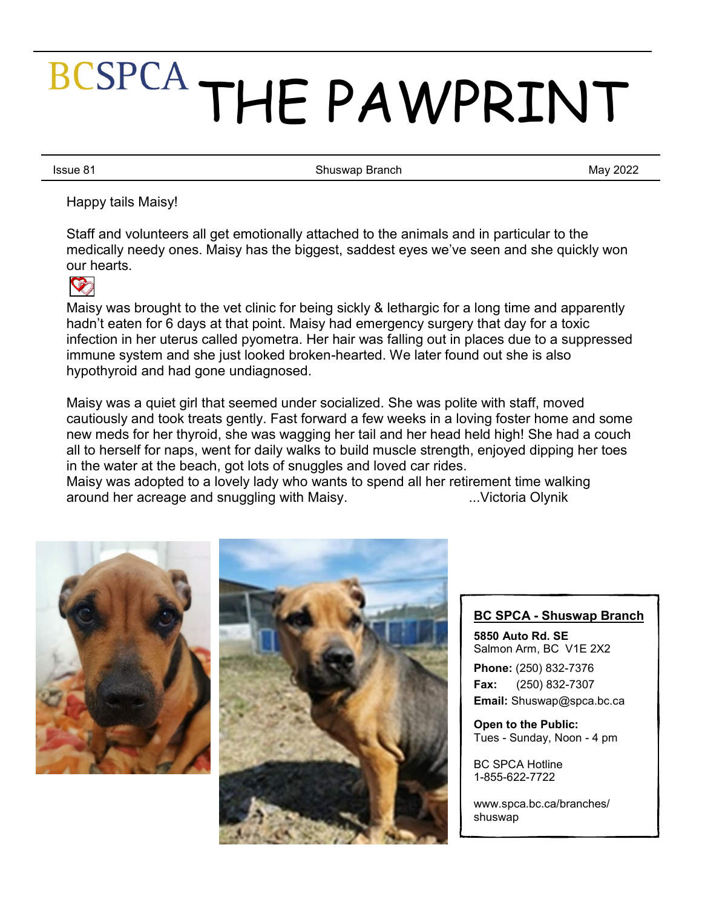# BCSPCA THE PAWPRINT

Issue 81 | Shuswap Branch | May 2022

Happy tails Maisy!

Staff and volunteers all get emotionally attached to the animals and in particular to the medically needy ones. Maisy has the biggest, saddest eyes we've seen and she quickly won our hearts.

Maisy was brought to the vet clinic for being sickly & lethargic for a long time and apparently hadn't eaten for 6 days at that point. Maisy had emergency surgery that day for a toxic infection in her uterus called pyometra. Her hair was falling out in places due to a suppressed immune system and she just looked broken-hearted. We later found out she is also hypothyroid and had gone undiagnosed.

Maisy was a quiet girl that seemed under socialized. She was polite with staff, moved cautiously and took treats gently. Fast forward a few weeks in a loving foster home and some new meds for her thyroid, she was wagging her tail and her head held high! She had a couch all to herself for naps, went for daily walks to build muscle strength, enjoyed dipping her toes in the water at the beach, got lots of snuggles and loved car rides.
Maisy was adopted to a lovely lady who wants to spend all her retirement time walking around her acreage and snuggling with Maisy. ...Victoria Olynik

**BC SPCA - Shuswap Branch**

**5850 Auto Rd. SE**
Salmon Arm, BC V1E 2X2

**Phone:** (250) 832-7376
**Fax:** (250) 832-7307
**Email:** Shuswap@spca.bc.ca

**Open to the Public:**
Tues - Sunday, Noon - 4 pm

BC SPCA Hotline
1-855-622-7722

www.spca.bc.ca/branches/shuswap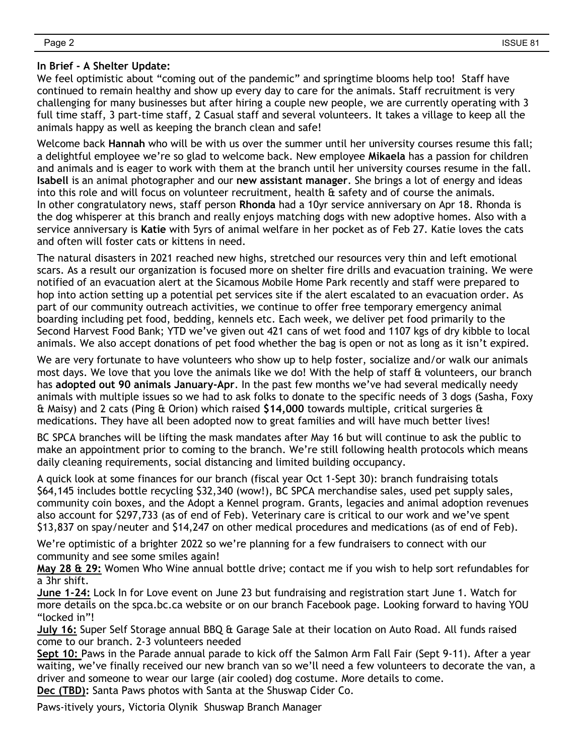**In Brief - A Shelter Update:**

We feel optimistic about "coming out of the pandemic" and springtime blooms help too! Staff have continued to remain healthy and show up every day to care for the animals. Staff recruitment is very challenging for many businesses but after hiring a couple new people, we are currently operating with 3 full time staff, 3 part-time staff, 2 Casual staff and several volunteers. It takes a village to keep all the animals happy as well as keeping the branch clean and safe!

Welcome back **Hannah** who will be with us over the summer until her university courses resume this fall; a delightful employee we're so glad to welcome back. New employee **Mikaela** has a passion for children and animals and is eager to work with them at the branch until her university courses resume in the fall. **Isabell** is an animal photographer and our **new assistant manager**. She brings a lot of energy and ideas into this role and will focus on volunteer recruitment, health & safety and of course the animals. In other congratulatory news, staff person **Rhonda** had a 10yr service anniversary on Apr 18. Rhonda is the dog whisperer at this branch and really enjoys matching dogs with new adoptive homes. Also with a service anniversary is **Katie** with 5yrs of animal welfare in her pocket as of Feb 27. Katie loves the cats and often will foster cats or kittens in need.

The natural disasters in 2021 reached new highs, stretched our resources very thin and left emotional scars. As a result our organization is focused more on shelter fire drills and evacuation training. We were notified of an evacuation alert at the Sicamous Mobile Home Park recently and staff were prepared to hop into action setting up a potential pet services site if the alert escalated to an evacuation order. As part of our community outreach activities, we continue to offer free temporary emergency animal boarding including pet food, bedding, kennels etc. Each week, we deliver pet food primarily to the Second Harvest Food Bank; YTD we've given out 421 cans of wet food and 1107 kgs of dry kibble to local animals. We also accept donations of pet food whether the bag is open or not as long as it isn't expired.

We are very fortunate to have volunteers who show up to help foster, socialize and/or walk our animals most days. We love that you love the animals like we do! With the help of staff & volunteers, our branch has **adopted out 90 animals January-Apr**. In the past few months we've had several medically needy animals with multiple issues so we had to ask folks to donate to the specific needs of 3 dogs (Sasha, Foxy & Maisy) and 2 cats (Ping & Orion) which raised **$14,000** towards multiple, critical surgeries & medications. They have all been adopted now to great families and will have much better lives!

BC SPCA branches will be lifting the mask mandates after May 16 but will continue to ask the public to make an appointment prior to coming to the branch. We're still following health protocols which means daily cleaning requirements, social distancing and limited building occupancy.

A quick look at some finances for our branch (fiscal year Oct 1-Sept 30): branch fundraising totals $64,145 includes bottle recycling $32,340 (wow!), BC SPCA merchandise sales, used pet supply sales, community coin boxes, and the Adopt a Kennel program. Grants, legacies and animal adoption revenues also account for $297,733 (as of end of Feb). Veterinary care is critical to our work and we've spent $13,837 on spay/neuter and $14,247 on other medical procedures and medications (as of end of Feb).

We're optimistic of a brighter 2022 so we're planning for a few fundraisers to connect with our community and see some smiles again!

**May 28 & 29:** Women Who Wine annual bottle drive; contact me if you wish to help sort refundables for a 3hr shift.

**June 1-24:** Lock In for Love event on June 23 but fundraising and registration start June 1. Watch for more details on the spca.bc.ca website or on our branch Facebook page. Looking forward to having YOU "locked in"!

**July 16:** Super Self Storage annual BBQ & Garage Sale at their location on Auto Road. All funds raised come to our branch. 2-3 volunteers needed

**Sept 10:** Paws in the Parade annual parade to kick off the Salmon Arm Fall Fair (Sept 9-11). After a year waiting, we've finally received our new branch van so we'll need a few volunteers to decorate the van, a driver and someone to wear our large (air cooled) dog costume. More details to come.

**Dec (TBD):** Santa Paws photos with Santa at the Shuswap Cider Co.

Paws-itively yours, Victoria Olynik Shuswap Branch Manager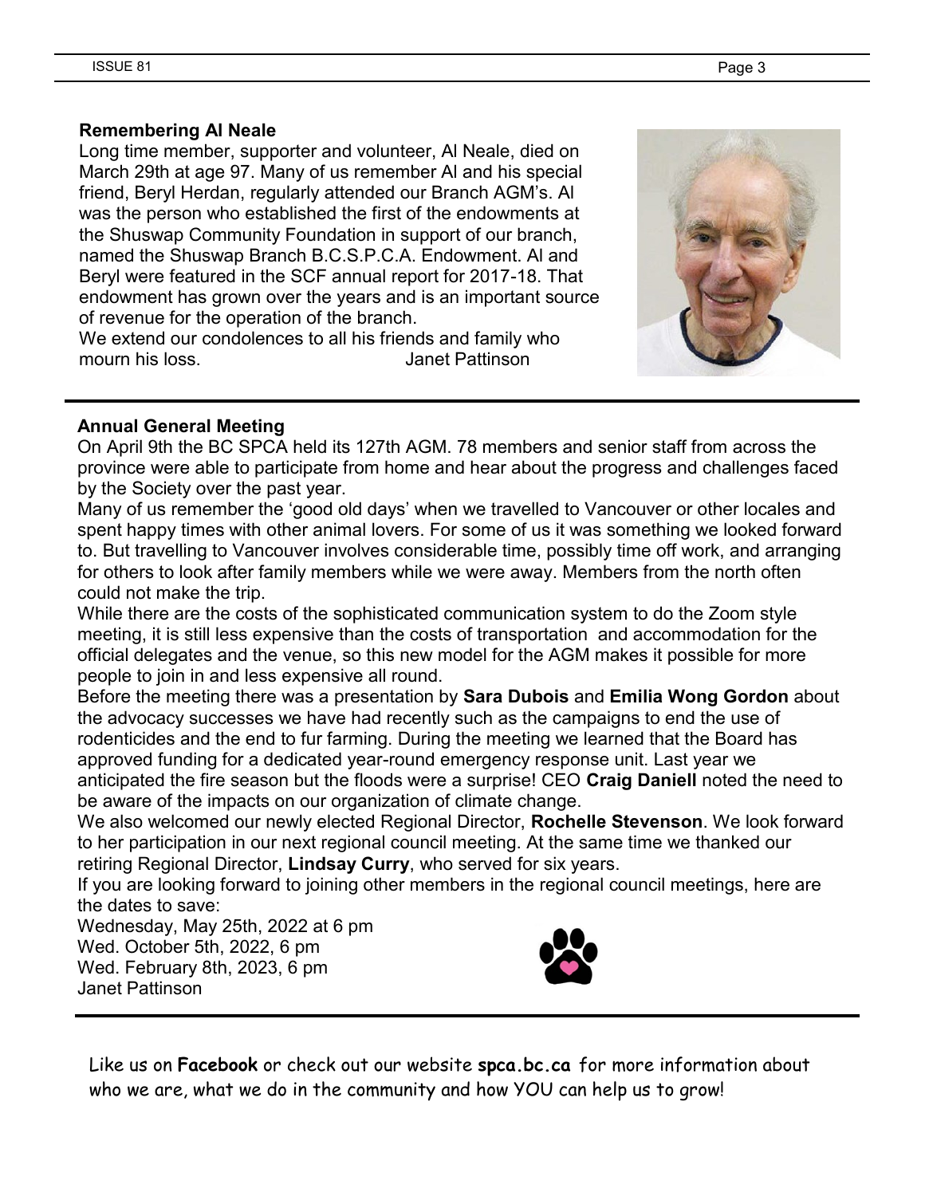### Remembering Al Neale

Long time member, supporter and volunteer, Al Neale, died on March 29th at age 97. Many of us remember Al and his special friend, Beryl Herdan, regularly attended our Branch AGM's. Al was the person who established the first of the endowments at the Shuswap Community Foundation in support of our branch, named the Shuswap Branch B.C.S.P.C.A. Endowment. Al and Beryl were featured in the SCF annual report for 2017-18. That endowment has grown over the years and is an important source of revenue for the operation of the branch.

We extend our condolences to all his friends and family who mourn his loss.

Janet Pattinson

### Annual General Meeting

On April 9th the BC SPCA held its 127th AGM. 78 members and senior staff from across the province were able to participate from home and hear about the progress and challenges faced by the Society over the past year.

Many of us remember the 'good old days' when we travelled to Vancouver or other locales and spent happy times with other animal lovers. For some of us it was something we looked forward to. But travelling to Vancouver involves considerable time, possibly time off work, and arranging for others to look after family members while we were away. Members from the north often could not make the trip.

While there are the costs of the sophisticated communication system to do the Zoom style meeting, it is still less expensive than the costs of transportation and accommodation for the official delegates and the venue, so this new model for the AGM makes it possible for more people to join in and less expensive all round.

Before the meeting there was a presentation by **Sara Dubois** and **Emilia Wong Gordon** about the advocacy successes we have had recently such as the campaigns to end the use of rodenticides and the end to fur farming. During the meeting we learned that the Board has approved funding for a dedicated year-round emergency response unit. Last year we anticipated the fire season but the floods were a surprise! CEO **Craig Daniell** noted the need to be aware of the impacts on our organization of climate change.

We also welcomed our newly elected Regional Director, **Rochelle Stevenson**. We look forward to her participation in our next regional council meeting. At the same time we thanked our retiring Regional Director, **Lindsay Curry**, who served for six years.

If you are looking forward to joining other members in the regional council meetings, here are the dates to save:

Wednesday, May 25th, 2022 at 6 pm
Wed. October 5th, 2022, 6 pm
Wed. February 8th, 2023, 6 pm

Janet Pattinson

Like us on **Facebook** or check out our website **spca.bc.ca** for more information about who we are, what we do in the community and how YOU can help us to grow!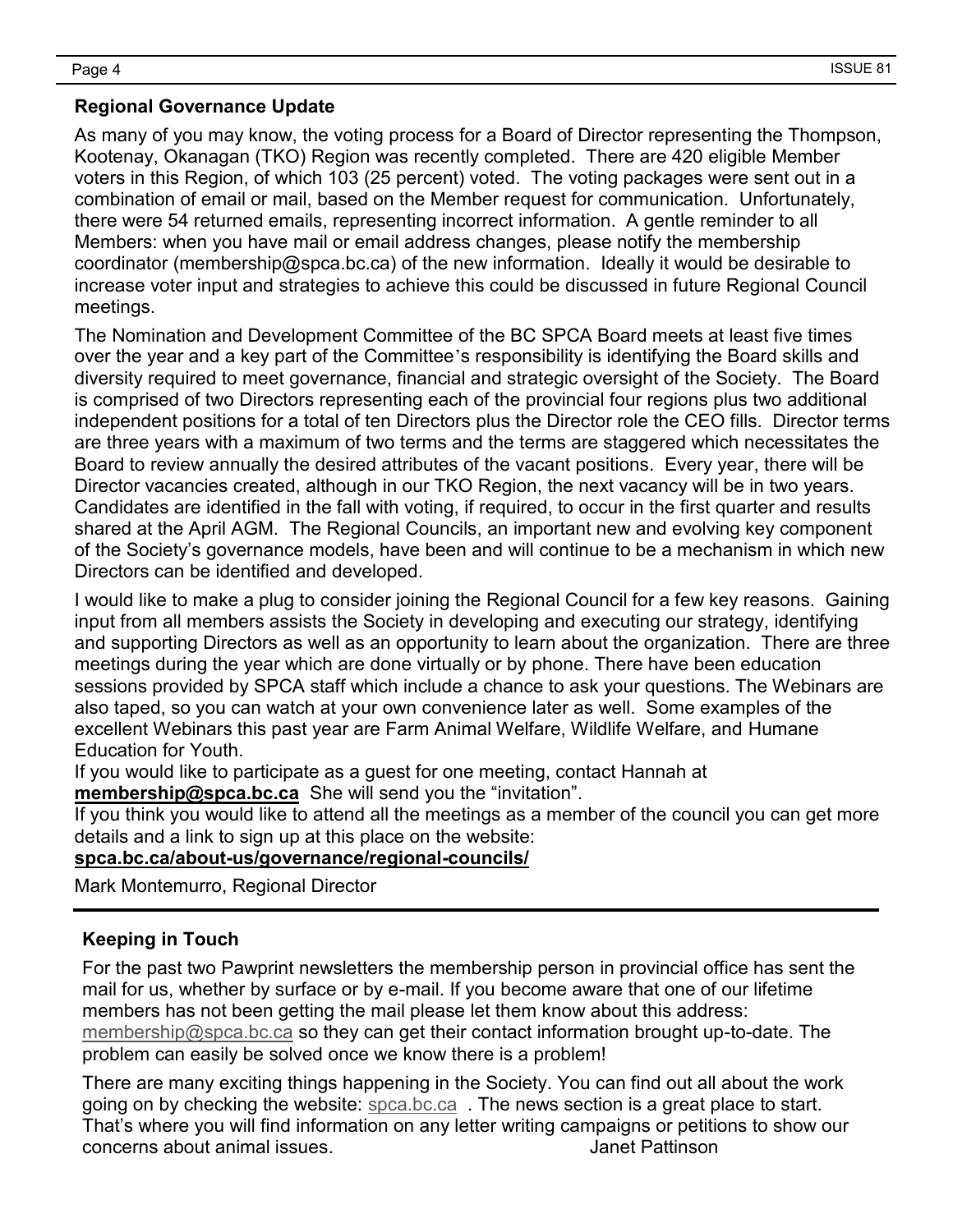### Regional Governance Update

As many of you may know, the voting process for a Board of Director representing the Thompson, Kootenay, Okanagan (TKO) Region was recently completed. There are 420 eligible Member voters in this Region, of which 103 (25 percent) voted. The voting packages were sent out in a combination of email or mail, based on the Member request for communication. Unfortunately, there were 54 returned emails, representing incorrect information. A gentle reminder to all Members: when you have mail or email address changes, please notify the membership coordinator (membership@spca.bc.ca) of the new information. Ideally it would be desirable to increase voter input and strategies to achieve this could be discussed in future Regional Council meetings.

The Nomination and Development Committee of the BC SPCA Board meets at least five times over the year and a key part of the Committee's responsibility is identifying the Board skills and diversity required to meet governance, financial and strategic oversight of the Society. The Board is comprised of two Directors representing each of the provincial four regions plus two additional independent positions for a total of ten Directors plus the Director role the CEO fills. Director terms are three years with a maximum of two terms and the terms are staggered which necessitates the Board to review annually the desired attributes of the vacant positions. Every year, there will be Director vacancies created, although in our TKO Region, the next vacancy will be in two years. Candidates are identified in the fall with voting, if required, to occur in the first quarter and results shared at the April AGM. The Regional Councils, an important new and evolving key component of the Society's governance models, have been and will continue to be a mechanism in which new Directors can be identified and developed.

I would like to make a plug to consider joining the Regional Council for a few key reasons. Gaining input from all members assists the Society in developing and executing our strategy, identifying and supporting Directors as well as an opportunity to learn about the organization. There are three meetings during the year which are done virtually or by phone. There have been education sessions provided by SPCA staff which include a chance to ask your questions. The Webinars are also taped, so you can watch at your own convenience later as well. Some examples of the excellent Webinars this past year are Farm Animal Welfare, Wildlife Welfare, and Humane Education for Youth.

If you would like to participate as a guest for one meeting, contact Hannah at **membership@spca.bc.ca** She will send you the "invitation".

If you think you would like to attend all the meetings as a member of the council you can get more details and a link to sign up at this place on the website:

**spca.bc.ca/about-us/governance/regional-councils/**

Mark Montemurro, Regional Director

---

### Keeping in Touch

For the past two Pawprint newsletters the membership person in provincial office has sent the mail for us, whether by surface or by e-mail. If you become aware that one of our lifetime members has not been getting the mail please let them know about this address: membership@spca.bc.ca so they can get their contact information brought up-to-date. The problem can easily be solved once we know there is a problem!

There are many exciting things happening in the Society. You can find out all about the work going on by checking the website: spca.bc.ca . The news section is a great place to start. That's where you will find information on any letter writing campaigns or petitions to show our concerns about animal issues.

Janet Pattinson